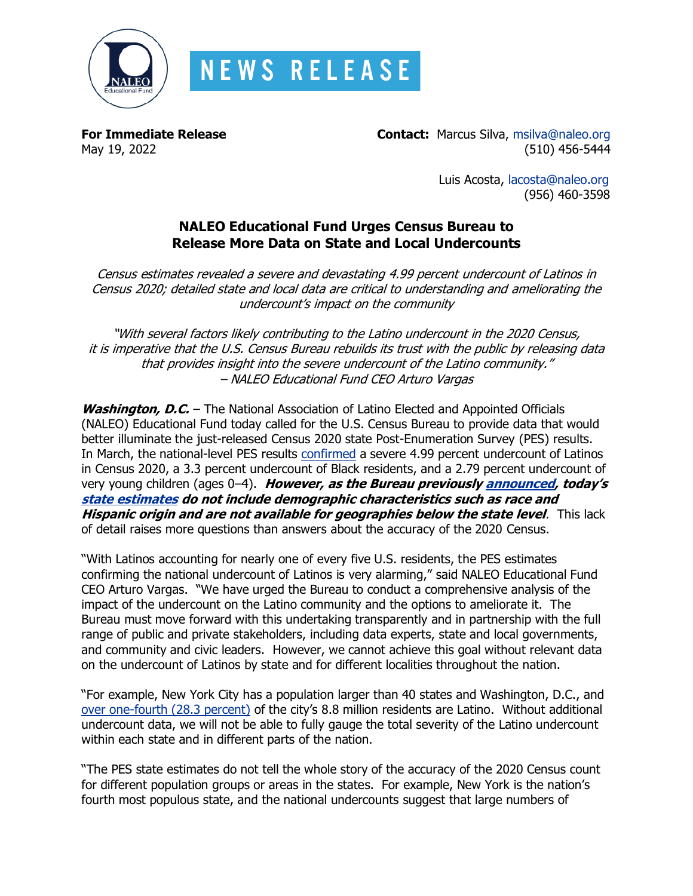# NEWS RELEASE

**For Immediate Release**
May 19, 2022

**Contact:** Marcus Silva, msilva@naleo.org
(510) 456-5444

Luis Acosta, lacosta@naleo.org
(956) 460-3598

## NALEO Educational Fund Urges Census Bureau to Release More Data on State and Local Undercounts

*Census estimates revealed a severe and devastating 4.99 percent undercount of Latinos in Census 2020; detailed state and local data are critical to understanding and ameliorating the undercount's impact on the community*

*"With several factors likely contributing to the Latino undercount in the 2020 Census, it is imperative that the U.S. Census Bureau rebuilds its trust with the public by releasing data that provides insight into the severe undercount of the Latino community."*
*– NALEO Educational Fund CEO Arturo Vargas*

***Washington, D.C.*** – The National Association of Latino Elected and Appointed Officials (NALEO) Educational Fund today called for the U.S. Census Bureau to provide data that would better illuminate the just-released Census 2020 state Post-Enumeration Survey (PES) results. In March, the national-level PES results confirmed a severe 4.99 percent undercount of Latinos in Census 2020, a 3.3 percent undercount of Black residents, and a 2.79 percent undercount of very young children (ages 0–4). ***However, as the Bureau previously announced, today's state estimates do not include demographic characteristics such as race and Hispanic origin and are not available for geographies below the state level***. This lack of detail raises more questions than answers about the accuracy of the 2020 Census.

"With Latinos accounting for nearly one of every five U.S. residents, the PES estimates confirming the national undercount of Latinos is very alarming," said NALEO Educational Fund CEO Arturo Vargas. "We have urged the Bureau to conduct a comprehensive analysis of the impact of the undercount on the Latino community and the options to ameliorate it. The Bureau must move forward with this undertaking transparently and in partnership with the full range of public and private stakeholders, including data experts, state and local governments, and community and civic leaders. However, we cannot achieve this goal without relevant data on the undercount of Latinos by state and for different localities throughout the nation.

"For example, New York City has a population larger than 40 states and Washington, D.C., and over one-fourth (28.3 percent) of the city's 8.8 million residents are Latino. Without additional undercount data, we will not be able to fully gauge the total severity of the Latino undercount within each state and in different parts of the nation.

"The PES state estimates do not tell the whole story of the accuracy of the 2020 Census count for different population groups or areas in the states. For example, New York is the nation's fourth most populous state, and the national undercounts suggest that large numbers of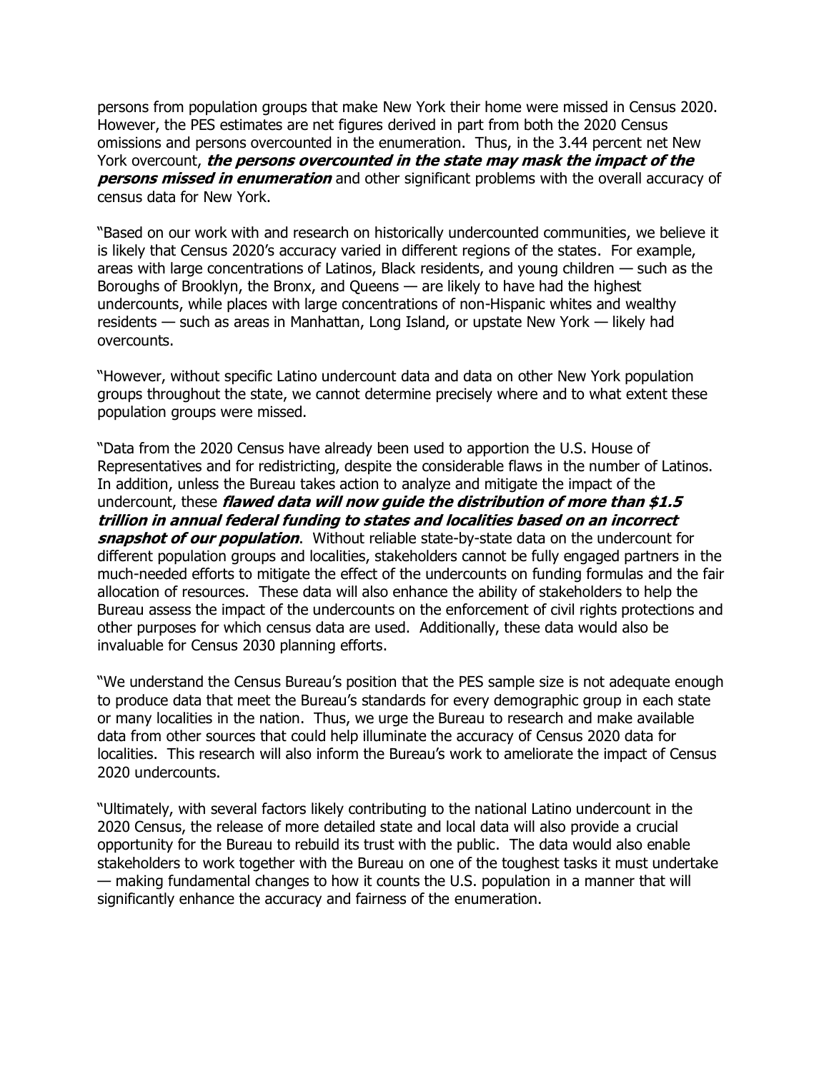persons from population groups that make New York their home were missed in Census 2020. However, the PES estimates are net figures derived in part from both the 2020 Census omissions and persons overcounted in the enumeration. Thus, in the 3.44 percent net New York overcount, ***the persons overcounted in the state may mask the impact of the persons missed in enumeration*** and other significant problems with the overall accuracy of census data for New York.

"Based on our work with and research on historically undercounted communities, we believe it is likely that Census 2020's accuracy varied in different regions of the states. For example, areas with large concentrations of Latinos, Black residents, and young children — such as the Boroughs of Brooklyn, the Bronx, and Queens — are likely to have had the highest undercounts, while places with large concentrations of non-Hispanic whites and wealthy residents — such as areas in Manhattan, Long Island, or upstate New York — likely had overcounts.

"However, without specific Latino undercount data and data on other New York population groups throughout the state, we cannot determine precisely where and to what extent these population groups were missed.

"Data from the 2020 Census have already been used to apportion the U.S. House of Representatives and for redistricting, despite the considerable flaws in the number of Latinos. In addition, unless the Bureau takes action to analyze and mitigate the impact of the undercount, these ***flawed data will now guide the distribution of more than $1.5 trillion in annual federal funding to states and localities based on an incorrect snapshot of our population***. Without reliable state-by-state data on the undercount for different population groups and localities, stakeholders cannot be fully engaged partners in the much-needed efforts to mitigate the effect of the undercounts on funding formulas and the fair allocation of resources. These data will also enhance the ability of stakeholders to help the Bureau assess the impact of the undercounts on the enforcement of civil rights protections and other purposes for which census data are used. Additionally, these data would also be invaluable for Census 2030 planning efforts.

"We understand the Census Bureau's position that the PES sample size is not adequate enough to produce data that meet the Bureau's standards for every demographic group in each state or many localities in the nation. Thus, we urge the Bureau to research and make available data from other sources that could help illuminate the accuracy of Census 2020 data for localities. This research will also inform the Bureau's work to ameliorate the impact of Census 2020 undercounts.

"Ultimately, with several factors likely contributing to the national Latino undercount in the 2020 Census, the release of more detailed state and local data will also provide a crucial opportunity for the Bureau to rebuild its trust with the public. The data would also enable stakeholders to work together with the Bureau on one of the toughest tasks it must undertake — making fundamental changes to how it counts the U.S. population in a manner that will significantly enhance the accuracy and fairness of the enumeration.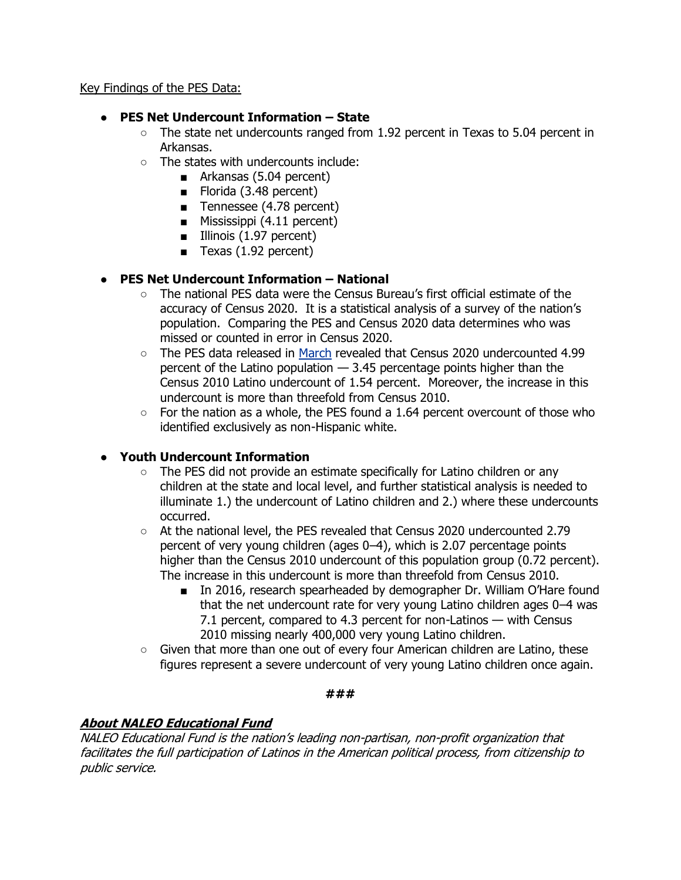Key Findings of the PES Data:

- **PES Net Undercount Information – State**
    - The state net undercounts ranged from 1.92 percent in Texas to 5.04 percent in Arkansas.
    - The states with undercounts include:
        - Arkansas (5.04 percent)
        - Florida (3.48 percent)
        - Tennessee (4.78 percent)
        - Mississippi (4.11 percent)
        - Illinois (1.97 percent)
        - Texas (1.92 percent)

- **PES Net Undercount Information – National**
    - The national PES data were the Census Bureau's first official estimate of the accuracy of Census 2020. It is a statistical analysis of a survey of the nation's population. Comparing the PES and Census 2020 data determines who was missed or counted in error in Census 2020.
    - The PES data released in March revealed that Census 2020 undercounted 4.99 percent of the Latino population — 3.45 percentage points higher than the Census 2010 Latino undercount of 1.54 percent. Moreover, the increase in this undercount is more than threefold from Census 2010.
    - For the nation as a whole, the PES found a 1.64 percent overcount of those who identified exclusively as non-Hispanic white.

- **Youth Undercount Information**
    - The PES did not provide an estimate specifically for Latino children or any children at the state and local level, and further statistical analysis is needed to illuminate 1.) the undercount of Latino children and 2.) where these undercounts occurred.
    - At the national level, the PES revealed that Census 2020 undercounted 2.79 percent of very young children (ages 0–4), which is 2.07 percentage points higher than the Census 2010 undercount of this population group (0.72 percent). The increase in this undercount is more than threefold from Census 2010.
        - In 2016, research spearheaded by demographer Dr. William O'Hare found that the net undercount rate for very young Latino children ages 0–4 was 7.1 percent, compared to 4.3 percent for non-Latinos — with Census 2010 missing nearly 400,000 very young Latino children.
    - Given that more than one out of every four American children are Latino, these figures represent a severe undercount of very young Latino children once again.

**###**

***About NALEO Educational Fund***

*NALEO Educational Fund is the nation's leading non-partisan, non-profit organization that facilitates the full participation of Latinos in the American political process, from citizenship to public service.*